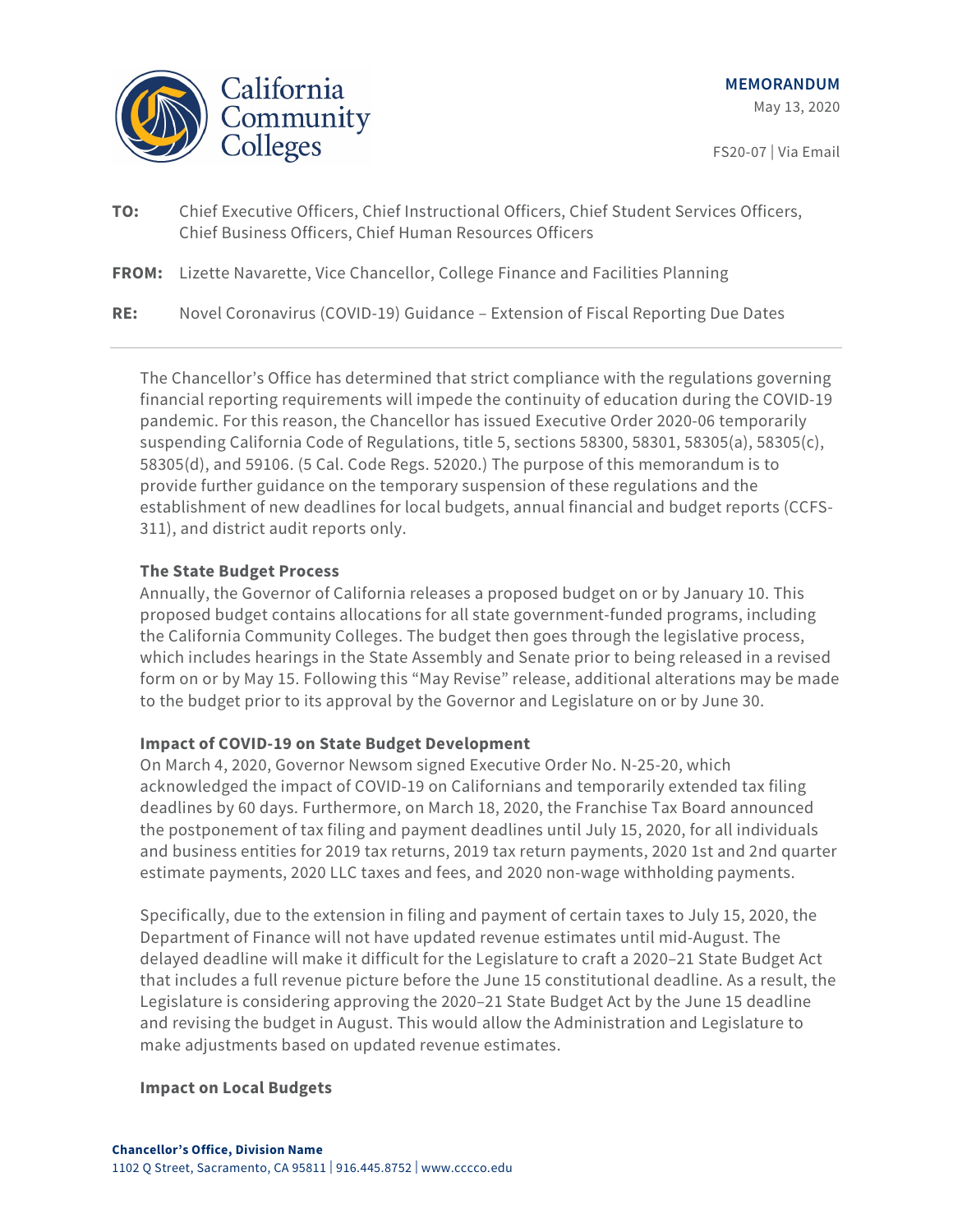**MEMORANDUM**

May 13, 2020

FS20-07 | Via Email

**TO:** Chief Executive Officers, Chief Instructional Officers, Chief Student Services Officers, Chief Business Officers, Chief Human Resources Officers

**FROM:** Lizette Navarette, Vice Chancellor, College Finance and Facilities Planning

**RE:** Novel Coronavirus (COVID-19) Guidance – Extension of Fiscal Reporting Due Dates

---

The Chancellor's Office has determined that strict compliance with the regulations governing financial reporting requirements will impede the continuity of education during the COVID-19 pandemic. For this reason, the Chancellor has issued Executive Order 2020-06 temporarily suspending California Code of Regulations, title 5, sections 58300, 58301, 58305(a), 58305(c), 58305(d), and 59106. (5 Cal. Code Regs. 52020.) The purpose of this memorandum is to provide further guidance on the temporary suspension of these regulations and the establishment of new deadlines for local budgets, annual financial and budget reports (CCFS-311), and district audit reports only.

**The State Budget Process**

Annually, the Governor of California releases a proposed budget on or by January 10. This proposed budget contains allocations for all state government-funded programs, including the California Community Colleges. The budget then goes through the legislative process, which includes hearings in the State Assembly and Senate prior to being released in a revised form on or by May 15. Following this "May Revise" release, additional alterations may be made to the budget prior to its approval by the Governor and Legislature on or by June 30.

**Impact of COVID-19 on State Budget Development**

On March 4, 2020, Governor Newsom signed Executive Order No. N-25-20, which acknowledged the impact of COVID-19 on Californians and temporarily extended tax filing deadlines by 60 days. Furthermore, on March 18, 2020, the Franchise Tax Board announced the postponement of tax filing and payment deadlines until July 15, 2020, for all individuals and business entities for 2019 tax returns, 2019 tax return payments, 2020 1st and 2nd quarter estimate payments, 2020 LLC taxes and fees, and 2020 non-wage withholding payments.

Specifically, due to the extension in filing and payment of certain taxes to July 15, 2020, the Department of Finance will not have updated revenue estimates until mid-August. The delayed deadline will make it difficult for the Legislature to craft a 2020–21 State Budget Act that includes a full revenue picture before the June 15 constitutional deadline. As a result, the Legislature is considering approving the 2020–21 State Budget Act by the June 15 deadline and revising the budget in August. This would allow the Administration and Legislature to make adjustments based on updated revenue estimates.

**Impact on Local Budgets**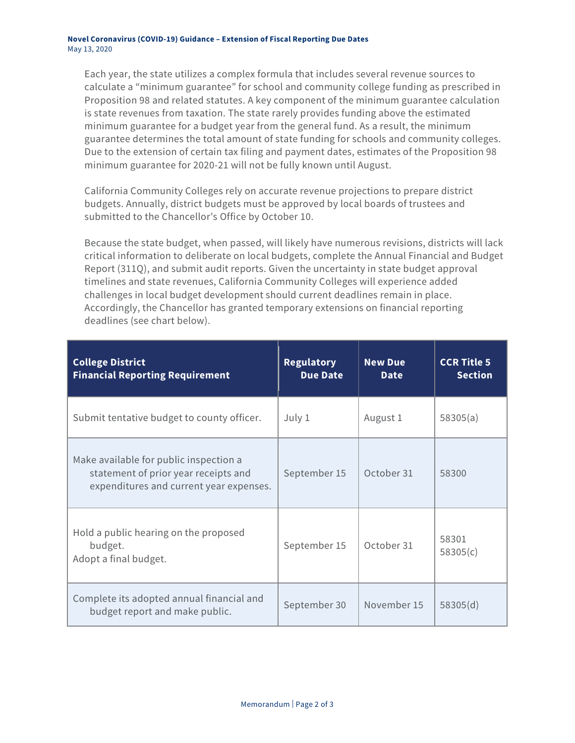Each year, the state utilizes a complex formula that includes several revenue sources to calculate a "minimum guarantee" for school and community college funding as prescribed in Proposition 98 and related statutes. A key component of the minimum guarantee calculation is state revenues from taxation. The state rarely provides funding above the estimated minimum guarantee for a budget year from the general fund. As a result, the minimum guarantee determines the total amount of state funding for schools and community colleges. Due to the extension of certain tax filing and payment dates, estimates of the Proposition 98 minimum guarantee for 2020-21 will not be fully known until August.

California Community Colleges rely on accurate revenue projections to prepare district budgets. Annually, district budgets must be approved by local boards of trustees and submitted to the Chancellor's Office by October 10.

Because the state budget, when passed, will likely have numerous revisions, districts will lack critical information to deliberate on local budgets, complete the Annual Financial and Budget Report (311Q), and submit audit reports. Given the uncertainty in state budget approval timelines and state revenues, California Community Colleges will experience added challenges in local budget development should current deadlines remain in place. Accordingly, the Chancellor has granted temporary extensions on financial reporting deadlines (see chart below).

| College District Financial Reporting Requirement | Regulatory Due Date | New Due Date | CCR Title 5 Section |
|---|---|---|---|
| Submit tentative budget to county officer. | July 1 | August 1 | 58305(a) |
| Make available for public inspection a statement of prior year receipts and expenditures and current year expenses. | September 15 | October 31 | 58300 |
| Hold a public hearing on the proposed budget. Adopt a final budget. | September 15 | October 31 | 58301 58305(c) |
| Complete its adopted annual financial and budget report and make public. | September 30 | November 15 | 58305(d) |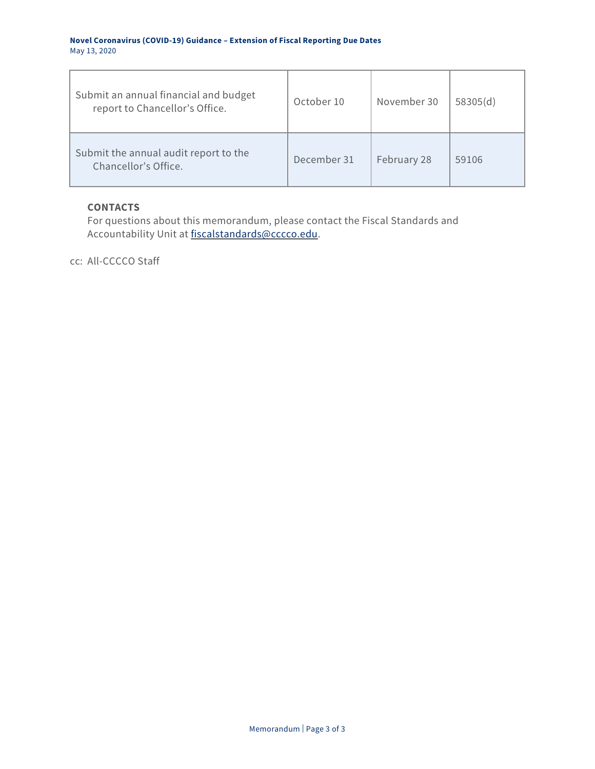| | | | |
|---|---|---|---|
| Submit an annual financial and budget report to Chancellor's Office. | October 10 | November 30 | 58305(d) |
| Submit the annual audit report to the Chancellor's Office. | December 31 | February 28 | 59106 |

**CONTACTS**

For questions about this memorandum, please contact the Fiscal Standards and Accountability Unit at fiscalstandards@cccco.edu.

cc: All-CCCCO Staff